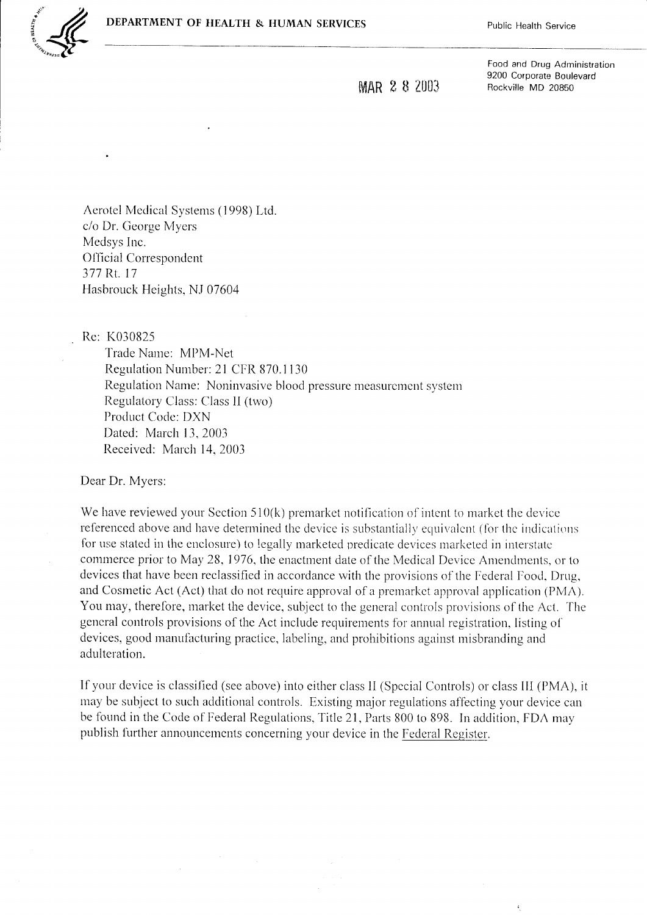DEPARTMENT OF HEALTH & HUMAN SERVICES

Public Health Service

Food and Drug Administration
9200 Corporate Boulevard
Rockville MD 20850

MAR 28 2003

Aerotel Medical Systems (1998) Ltd.
c/o Dr. George Myers
Medsys Inc.
Official Correspondent
377 Rt. 17
Hasbrouck Heights, NJ 07604

Re: K030825
Trade Name: MPM-Net
Regulation Number: 21 CFR 870.1130
Regulation Name: Noninvasive blood pressure measurement system
Regulatory Class: Class II (two)
Product Code: DXN
Dated: March 13, 2003
Received: March 14, 2003

Dear Dr. Myers:

We have reviewed your Section 510(k) premarket notification of intent to market the device referenced above and have determined the device is substantially equivalent (for the indications for use stated in the enclosure) to legally marketed predicate devices marketed in interstate commerce prior to May 28, 1976, the enactment date of the Medical Device Amendments, or to devices that have been reclassified in accordance with the provisions of the Federal Food, Drug, and Cosmetic Act (Act) that do not require approval of a premarket approval application (PMA). You may, therefore, market the device, subject to the general controls provisions of the Act. The general controls provisions of the Act include requirements for annual registration, listing of devices, good manufacturing practice, labeling, and prohibitions against misbranding and adulteration.

If your device is classified (see above) into either class II (Special Controls) or class III (PMA), it may be subject to such additional controls. Existing major regulations affecting your device can be found in the Code of Federal Regulations, Title 21, Parts 800 to 898. In addition, FDA may publish further announcements concerning your device in the Federal Register.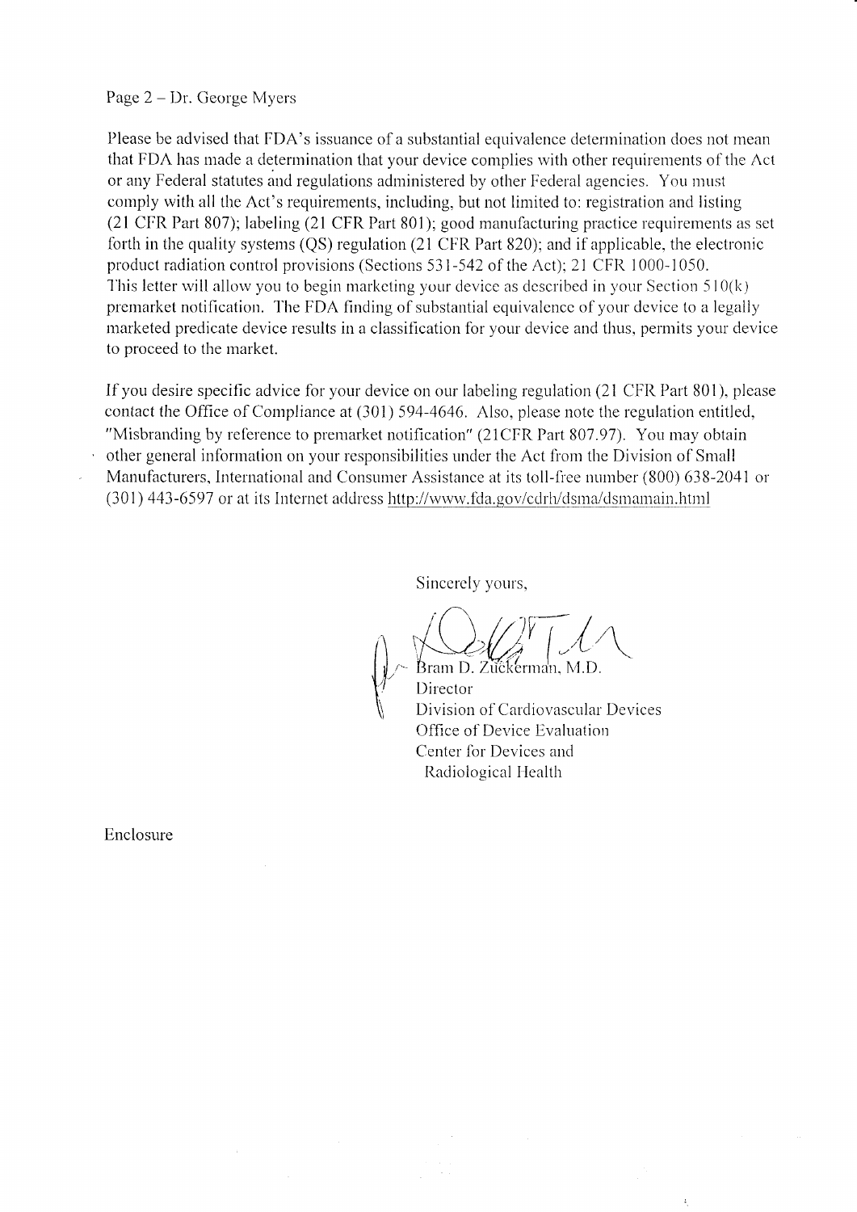Page 2 – Dr. George Myers

Please be advised that FDA's issuance of a substantial equivalence determination does not mean that FDA has made a determination that your device complies with other requirements of the Act or any Federal statutes and regulations administered by other Federal agencies. You must comply with all the Act's requirements, including, but not limited to: registration and listing (21 CFR Part 807); labeling (21 CFR Part 801); good manufacturing practice requirements as set forth in the quality systems (QS) regulation (21 CFR Part 820); and if applicable, the electronic product radiation control provisions (Sections 531-542 of the Act); 21 CFR 1000-1050. This letter will allow you to begin marketing your device as described in your Section 510(k) premarket notification. The FDA finding of substantial equivalence of your device to a legally marketed predicate device results in a classification for your device and thus, permits your device to proceed to the market.

If you desire specific advice for your device on our labeling regulation (21 CFR Part 801), please contact the Office of Compliance at (301) 594-4646. Also, please note the regulation entitled, "Misbranding by reference to premarket notification" (21CFR Part 807.97). You may obtain other general information on your responsibilities under the Act from the Division of Small Manufacturers, International and Consumer Assistance at its toll-free number (800) 638-2041 or (301) 443-6597 or at its Internet address http://www.fda.gov/cdrh/dsma/dsmamain.html

Sincerely yours,

Bram D. Zuckerman, M.D.
Director
Division of Cardiovascular Devices
Office of Device Evaluation
Center for Devices and
Radiological Health

Enclosure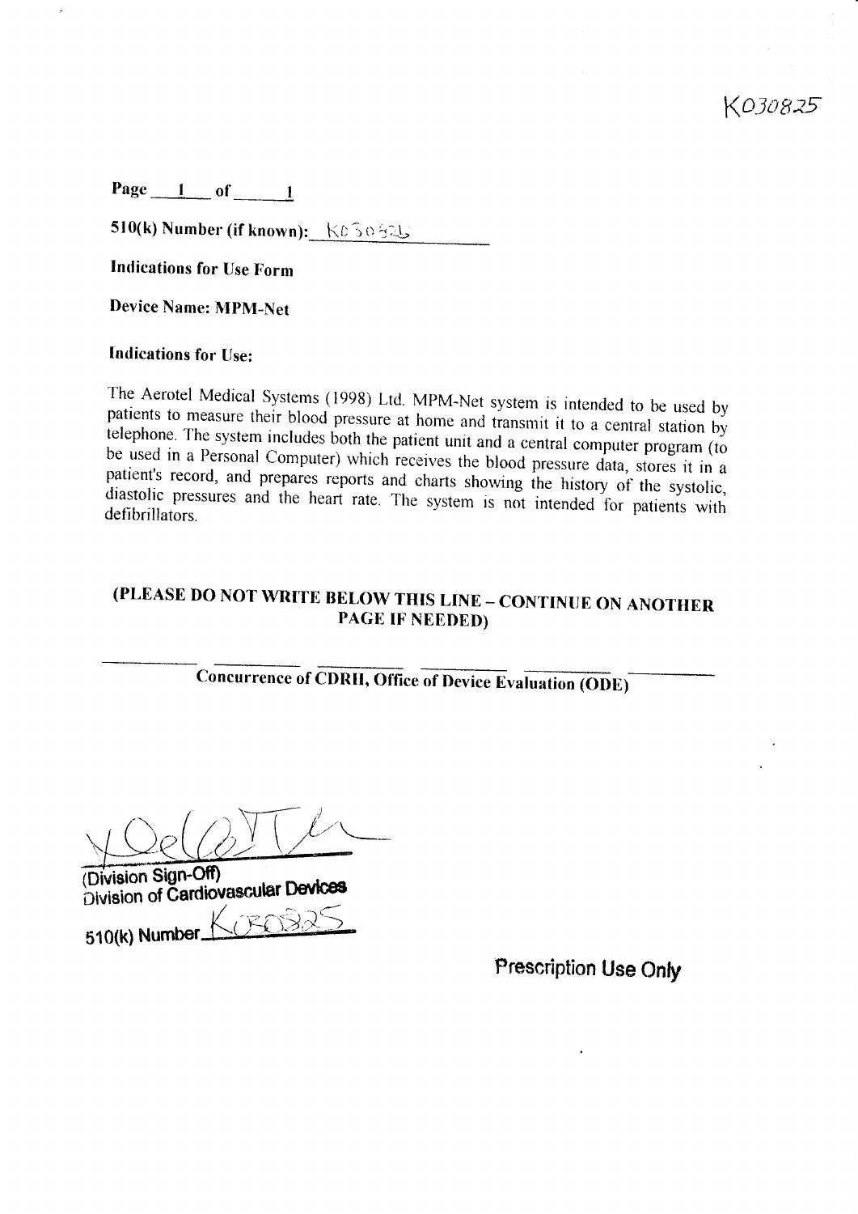K030825

Page 1 of 1

**510(k) Number (if known):** K030825

**Indications for Use Form**

**Device Name: MPM-Net**

**Indications for Use:**

The Aerotel Medical Systems (1998) Ltd. MPM-Net system is intended to be used by patients to measure their blood pressure at home and transmit it to a central station by telephone. The system includes both the patient unit and a central computer program (to be used in a Personal Computer) which receives the blood pressure data, stores it in a patient's record, and prepares reports and charts showing the history of the systolic, diastolic pressures and the heart rate. The system is not intended for patients with defibrillators.

**(PLEASE DO NOT WRITE BELOW THIS LINE – CONTINUE ON ANOTHER PAGE IF NEEDED)**

**Concurrence of CDRH, Office of Device Evaluation (ODE)**

(Division Sign-Off)
Division of Cardiovascular Devices
510(k) Number K030825

Prescription Use Only